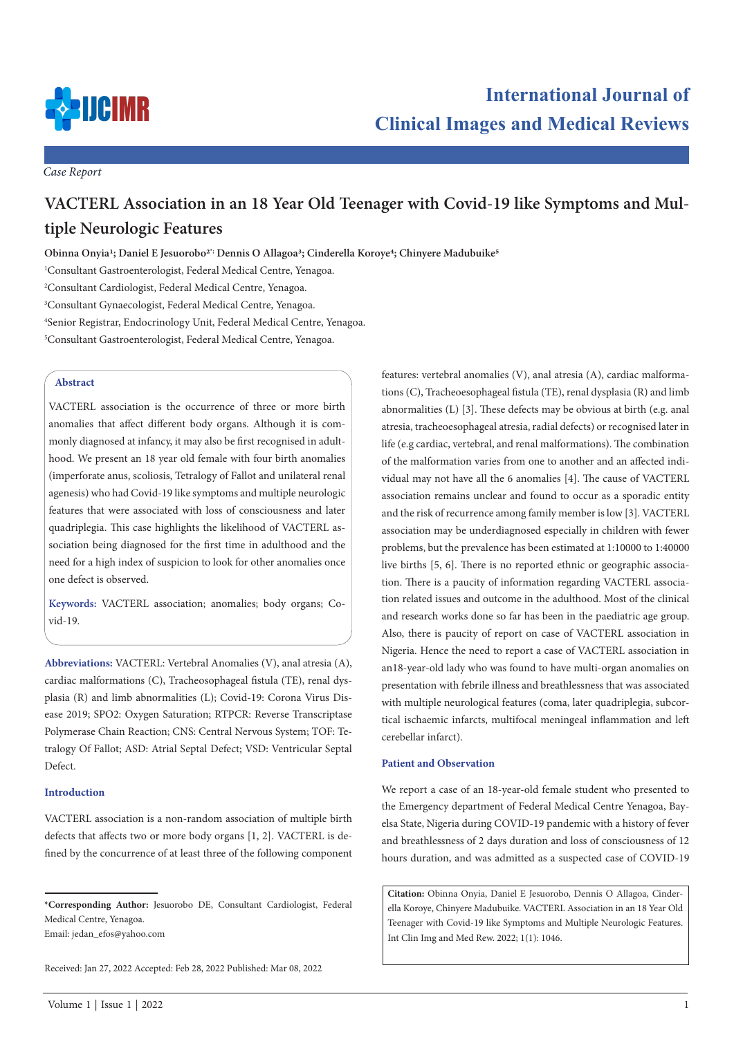*Case Report*

# VACTERL Association in an 18 Year Old Teenager with Covid-19 like Symptoms and Multiple Neurologic Features

**Obinna Onyia[1]; Daniel E Jesuorobo[2*]; Dennis O Allagoa[3]; Cinderella Koroye[4]; Chinyere Madubuike[5]**

[1]Consultant Gastroenterologist, Federal Medical Centre, Yenagoa.

[2]Consultant Cardiologist, Federal Medical Centre, Yenagoa.

[3]Consultant Gynaecologist, Federal Medical Centre, Yenagoa.

[4]Senior Registrar, Endocrinology Unit, Federal Medical Centre, Yenagoa.

[5]Consultant Gastroenterologist, Federal Medical Centre, Yenagoa.

## Abstract

VACTERL association is the occurrence of three or more birth anomalies that affect different body organs. Although it is commonly diagnosed at infancy, it may also be first recognised in adulthood. We present an 18 year old female with four birth anomalies (imperforate anus, scoliosis, Tetralogy of Fallot and unilateral renal agenesis) who had Covid-19 like symptoms and multiple neurologic features that were associated with loss of consciousness and later quadriplegia. This case highlights the likelihood of VACTERL association being diagnosed for the first time in adulthood and the need for a high index of suspicion to look for other anomalies once one defect is observed.

**Keywords:** VACTERL association; anomalies; body organs; Covid-19.

**Abbreviations:** VACTERL: Vertebral Anomalies (V), anal atresia (A), cardiac malformations (C), Tracheosophageal fistula (TE), renal dysplasia (R) and limb abnormalities (L); Covid-19: Corona Virus Disease 2019; SPO2: Oxygen Saturation; RTPCR: Reverse Transcriptase Polymerase Chain Reaction; CNS: Central Nervous System; TOF: Tetralogy Of Fallot; ASD: Atrial Septal Defect; VSD: Ventricular Septal Defect.

## Introduction

VACTERL association is a non-random association of multiple birth defects that affects two or more body organs [1, 2]. VACTERL is defined by the concurrence of at least three of the following component features: vertebral anomalies (V), anal atresia (A), cardiac malformations (C), Tracheoesophageal fistula (TE), renal dysplasia (R) and limb abnormalities (L) [3]. These defects may be obvious at birth (e.g. anal atresia, tracheoesophageal atresia, radial defects) or recognised later in life (e.g cardiac, vertebral, and renal malformations). The combination of the malformation varies from one to another and an affected individual may not have all the 6 anomalies [4]. The cause of VACTERL association remains unclear and found to occur as a sporadic entity and the risk of recurrence among family member is low [3]. VACTERL association may be underdiagnosed especially in children with fewer problems, but the prevalence has been estimated at 1:10000 to 1:40000 live births [5, 6]. There is no reported ethnic or geographic association. There is a paucity of information regarding VACTERL association related issues and outcome in the adulthood. Most of the clinical and research works done so far has been in the paediatric age group. Also, there is paucity of report on case of VACTERL association in Nigeria. Hence the need to report a case of VACTERL association in an18-year-old lady who was found to have multi-organ anomalies on presentation with febrile illness and breathlessness that was associated with multiple neurological features (coma, later quadriplegia, subcortical ischaemic infarcts, multifocal meningeal inflammation and left cerebellar infarct).

## Patient and Observation

We report a case of an 18-year-old female student who presented to the Emergency department of Federal Medical Centre Yenagoa, Bayelsa State, Nigeria during COVID-19 pandemic with a history of fever and breathlessness of 2 days duration and loss of consciousness of 12 hours duration, and was admitted as a suspected case of COVID-19

**\*Corresponding Author:** Jesuorobo DE, Consultant Cardiologist, Federal Medical Centre, Yenagoa.
Email: jedan_efos@yahoo.com

Received: Jan 27, 2022 Accepted: Feb 28, 2022 Published: Mar 08, 2022

**Citation:** Obinna Onyia, Daniel E Jesuorobo, Dennis O Allagoa, Cinderella Koroye, Chinyere Madubuike. VACTERL Association in an 18 Year Old Teenager with Covid-19 like Symptoms and Multiple Neurologic Features. Int Clin Img and Med Rew. 2022; 1(1): 1046.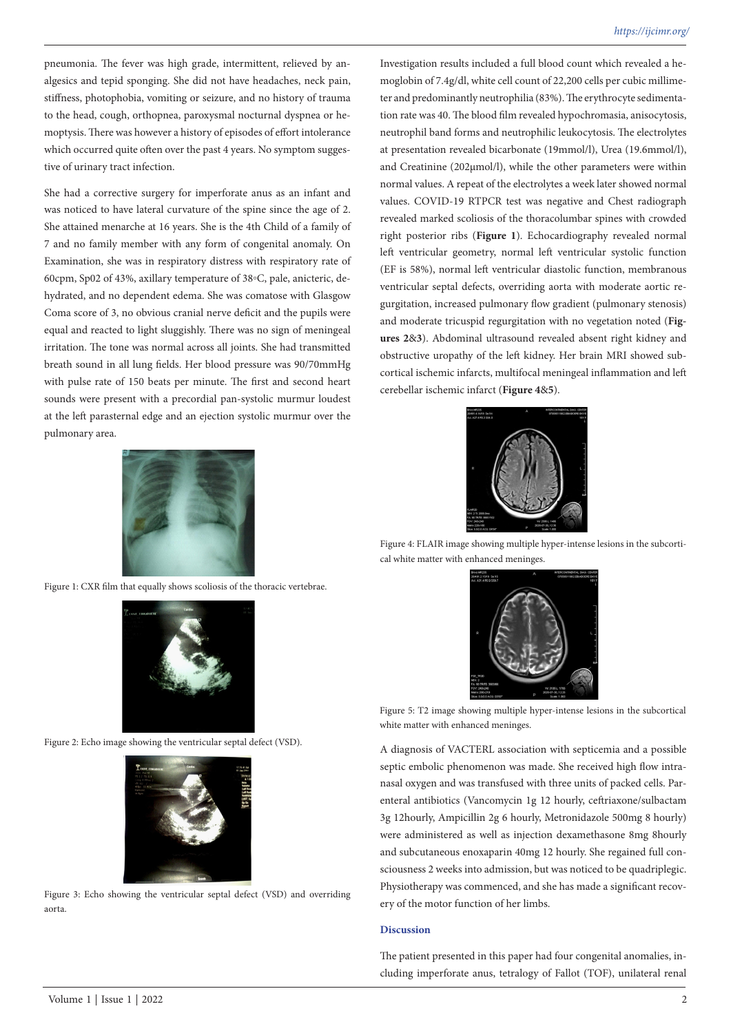pneumonia. The fever was high grade, intermittent, relieved by analgesics and tepid sponging. She did not have headaches, neck pain, stiffness, photophobia, vomiting or seizure, and no history of trauma to the head, cough, orthopnea, paroxysmal nocturnal dyspnea or hemoptysis. There was however a history of episodes of effort intolerance which occurred quite often over the past 4 years. No symptom suggestive of urinary tract infection.

She had a corrective surgery for imperforate anus as an infant and was noticed to have lateral curvature of the spine since the age of 2. She attained menarche at 16 years. She is the 4th Child of a family of 7 and no family member with any form of congenital anomaly. On Examination, she was in respiratory distress with respiratory rate of 60cpm, Sp02 of 43%, axillary temperature of 38◦C, pale, anicteric, dehydrated, and no dependent edema. She was comatose with Glasgow Coma score of 3, no obvious cranial nerve deficit and the pupils were equal and reacted to light sluggishly. There was no sign of meningeal irritation. The tone was normal across all joints. She had transmitted breath sound in all lung fields. Her blood pressure was 90/70mmHg with pulse rate of 150 beats per minute. The first and second heart sounds were present with a precordial pan-systolic murmur loudest at the left parasternal edge and an ejection systolic murmur over the pulmonary area.

Figure 1: CXR film that equally shows scoliosis of the thoracic vertebrae.

Figure 2: Echo image showing the ventricular septal defect (VSD).

Figure 3: Echo showing the ventricular septal defect (VSD) and overriding aorta.

Investigation results included a full blood count which revealed a hemoglobin of 7.4g/dl, white cell count of 22,200 cells per cubic millimeter and predominantly neutrophilia (83%). The erythrocyte sedimentation rate was 40. The blood film revealed hypochromasia, anisocytosis, neutrophil band forms and neutrophilic leukocytosis. The electrolytes at presentation revealed bicarbonate (19mmol/l), Urea (19.6mmol/l), and Creatinine (202µmol/l), while the other parameters were within normal values. A repeat of the electrolytes a week later showed normal values. COVID-19 RTPCR test was negative and Chest radiograph revealed marked scoliosis of the thoracolumbar spines with crowded right posterior ribs (**Figure 1**). Echocardiography revealed normal left ventricular geometry, normal left ventricular systolic function (EF is 58%), normal left ventricular diastolic function, membranous ventricular septal defects, overriding aorta with moderate aortic regurgitation, increased pulmonary flow gradient (pulmonary stenosis) and moderate tricuspid regurgitation with no vegetation noted (**Figures 2**&**3**). Abdominal ultrasound revealed absent right kidney and obstructive uropathy of the left kidney. Her brain MRI showed subcortical ischemic infarcts, multifocal meningeal inflammation and left cerebellar ischemic infarct (**Figure 4**&**5**).

Figure 4: FLAIR image showing multiple hyper-intense lesions in the subcortical white matter with enhanced meninges.

Figure 5: T2 image showing multiple hyper-intense lesions in the subcortical white matter with enhanced meninges.

A diagnosis of VACTERL association with septicemia and a possible septic embolic phenomenon was made. She received high flow intranasal oxygen and was transfused with three units of packed cells. Parenteral antibiotics (Vancomycin 1g 12 hourly, ceftriaxone/sulbactam 3g 12hourly, Ampicillin 2g 6 hourly, Metronidazole 500mg 8 hourly) were administered as well as injection dexamethasone 8mg 8hourly and subcutaneous enoxaparin 40mg 12 hourly. She regained full consciousness 2 weeks into admission, but was noticed to be quadriplegic. Physiotherapy was commenced, and she has made a significant recovery of the motor function of her limbs.

## Discussion

The patient presented in this paper had four congenital anomalies, including imperforate anus, tetralogy of Fallot (TOF), unilateral renal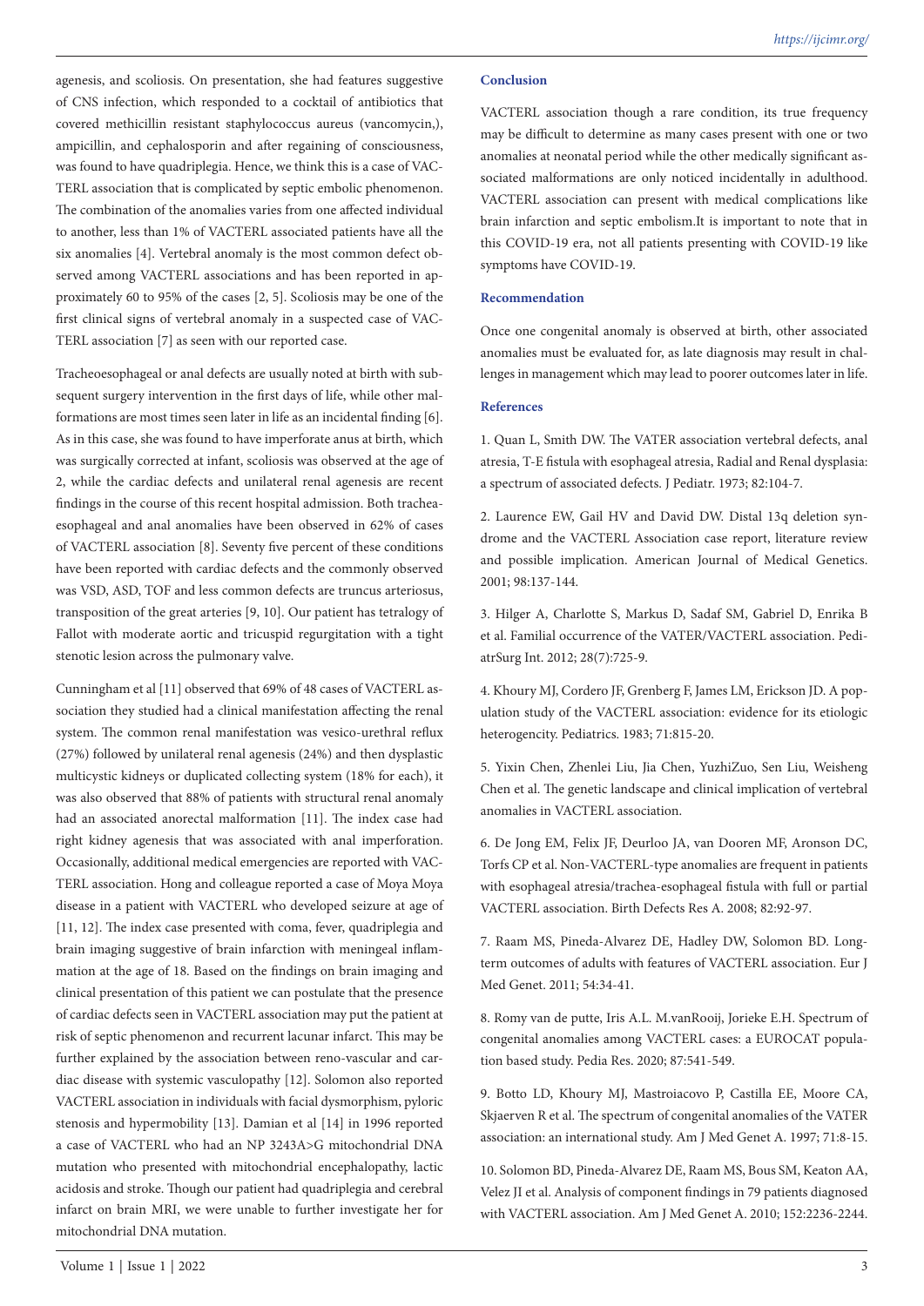agenesis, and scoliosis. On presentation, she had features suggestive of CNS infection, which responded to a cocktail of antibiotics that covered methicillin resistant staphylococcus aureus (vancomycin,), ampicillin, and cephalosporin and after regaining of consciousness, was found to have quadriplegia. Hence, we think this is a case of VACTERL association that is complicated by septic embolic phenomenon. The combination of the anomalies varies from one affected individual to another, less than 1% of VACTERL associated patients have all the six anomalies [4]. Vertebral anomaly is the most common defect observed among VACTERL associations and has been reported in approximately 60 to 95% of the cases [2, 5]. Scoliosis may be one of the first clinical signs of vertebral anomaly in a suspected case of VACTERL association [7] as seen with our reported case.

Tracheoesophageal or anal defects are usually noted at birth with subsequent surgery intervention in the first days of life, while other malformations are most times seen later in life as an incidental finding [6]. As in this case, she was found to have imperforate anus at birth, which was surgically corrected at infant, scoliosis was observed at the age of 2, while the cardiac defects and unilateral renal agenesis are recent findings in the course of this recent hospital admission. Both trachea-esophageal and anal anomalies have been observed in 62% of cases of VACTERL association [8]. Seventy five percent of these conditions have been reported with cardiac defects and the commonly observed was VSD, ASD, TOF and less common defects are truncus arteriosus, transposition of the great arteries [9, 10]. Our patient has tetralogy of Fallot with moderate aortic and tricuspid regurgitation with a tight stenotic lesion across the pulmonary valve.

Cunningham et al [11] observed that 69% of 48 cases of VACTERL association they studied had a clinical manifestation affecting the renal system. The common renal manifestation was vesico-urethral reflux (27%) followed by unilateral renal agenesis (24%) and then dysplastic multicystic kidneys or duplicated collecting system (18% for each), it was also observed that 88% of patients with structural renal anomaly had an associated anorectal malformation [11]. The index case had right kidney agenesis that was associated with anal imperforation. Occasionally, additional medical emergencies are reported with VACTERL association. Hong and colleague reported a case of Moya Moya disease in a patient with VACTERL who developed seizure at age of [11, 12]. The index case presented with coma, fever, quadriplegia and brain imaging suggestive of brain infarction with meningeal inflammation at the age of 18. Based on the findings on brain imaging and clinical presentation of this patient we can postulate that the presence of cardiac defects seen in VACTERL association may put the patient at risk of septic phenomenon and recurrent lacunar infarct. This may be further explained by the association between reno-vascular and cardiac disease with systemic vasculopathy [12]. Solomon also reported VACTERL association in individuals with facial dysmorphism, pyloric stenosis and hypermobility [13]. Damian et al [14] in 1996 reported a case of VACTERL who had an NP 3243A>G mitochondrial DNA mutation who presented with mitochondrial encephalopathy, lactic acidosis and stroke. Though our patient had quadriplegia and cerebral infarct on brain MRI, we were unable to further investigate her for mitochondrial DNA mutation.

### Conclusion

VACTERL association though a rare condition, its true frequency may be difficult to determine as many cases present with one or two anomalies at neonatal period while the other medically significant associated malformations are only noticed incidentally in adulthood. VACTERL association can present with medical complications like brain infarction and septic embolism.It is important to note that in this COVID-19 era, not all patients presenting with COVID-19 like symptoms have COVID-19.

### Recommendation

Once one congenital anomaly is observed at birth, other associated anomalies must be evaluated for, as late diagnosis may result in challenges in management which may lead to poorer outcomes later in life.

### References

1. Quan L, Smith DW. The VATER association vertebral defects, anal atresia, T-E fistula with esophageal atresia, Radial and Renal dysplasia: a spectrum of associated defects. J Pediatr. 1973; 82:104-7.

2. Laurence EW, Gail HV and David DW. Distal 13q deletion syndrome and the VACTERL Association case report, literature review and possible implication. American Journal of Medical Genetics. 2001; 98:137-144.

3. Hilger A, Charlotte S, Markus D, Sadaf SM, Gabriel D, Enrika B et al. Familial occurrence of the VATER/VACTERL association. PediatrSurg Int. 2012; 28(7):725-9.

4. Khoury MJ, Cordero JF, Grenberg F, James LM, Erickson JD. A population study of the VACTERL association: evidence for its etiologic heterogencity. Pediatrics. 1983; 71:815-20.

5. Yixin Chen, Zhenlei Liu, Jia Chen, YuzhiZuo, Sen Liu, Weisheng Chen et al. The genetic landscape and clinical implication of vertebral anomalies in VACTERL association.

6. De Jong EM, Felix JF, Deurloo JA, van Dooren MF, Aronson DC, Torfs CP et al. Non-VACTERL-type anomalies are frequent in patients with esophageal atresia/trachea-esophageal fistula with full or partial VACTERL association. Birth Defects Res A. 2008; 82:92-97.

7. Raam MS, Pineda-Alvarez DE, Hadley DW, Solomon BD. Long-term outcomes of adults with features of VACTERL association. Eur J Med Genet. 2011; 54:34-41.

8. Romy van de putte, Iris A.L. M.vanRooij, Jorieke E.H. Spectrum of congenital anomalies among VACTERL cases: a EUROCAT population based study. Pedia Res. 2020; 87:541-549.

9. Botto LD, Khoury MJ, Mastroiacovo P, Castilla EE, Moore CA, Skjaerven R et al. The spectrum of congenital anomalies of the VATER association: an international study. Am J Med Genet A. 1997; 71:8-15.

10. Solomon BD, Pineda-Alvarez DE, Raam MS, Bous SM, Keaton AA, Velez JI et al. Analysis of component findings in 79 patients diagnosed with VACTERL association. Am J Med Genet A. 2010; 152:2236-2244.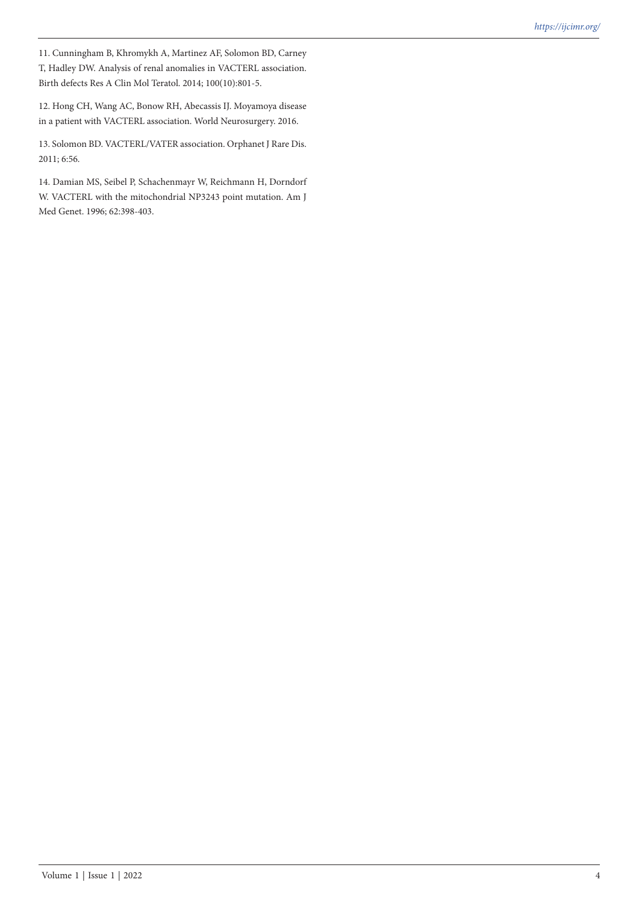11. Cunningham B, Khromykh A, Martinez AF, Solomon BD, Carney T, Hadley DW. Analysis of renal anomalies in VACTERL association. Birth defects Res A Clin Mol Teratol. 2014; 100(10):801-5.

12. Hong CH, Wang AC, Bonow RH, Abecassis IJ. Moyamoya disease in a patient with VACTERL association. World Neurosurgery. 2016.

13. Solomon BD. VACTERL/VATER association. Orphanet J Rare Dis. 2011; 6:56.

14. Damian MS, Seibel P, Schachenmayr W, Reichmann H, Dorndorf W. VACTERL with the mitochondrial NP3243 point mutation. Am J Med Genet. 1996; 62:398-403.